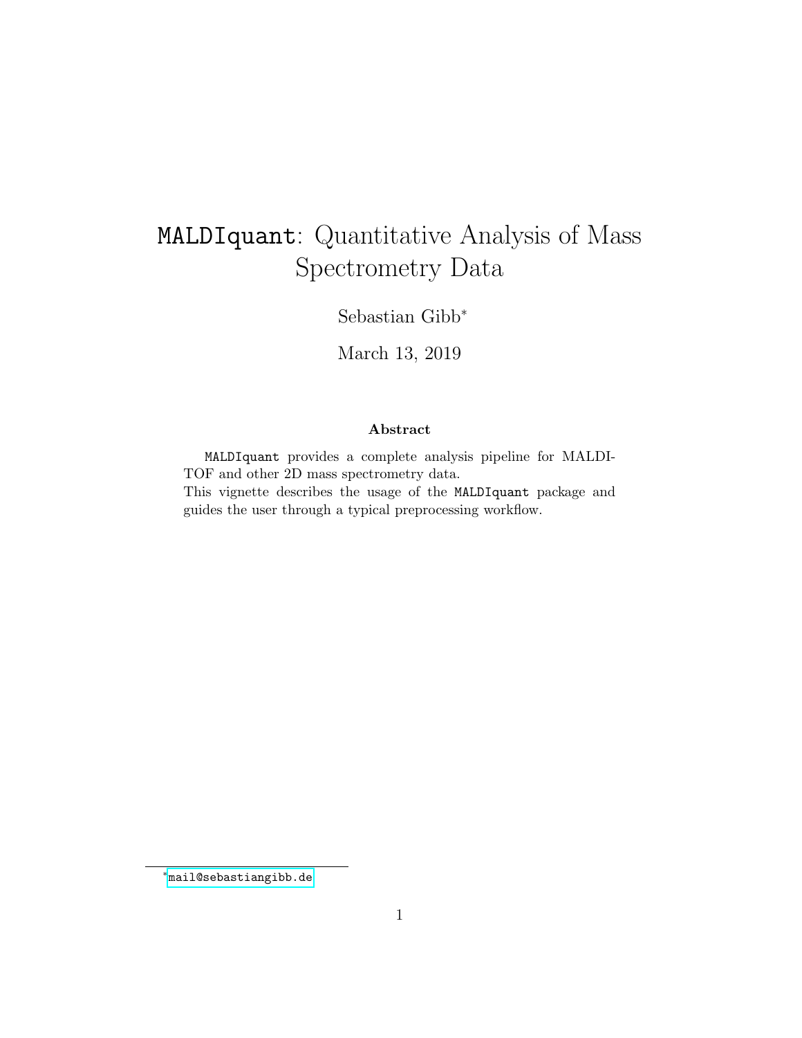# `MALDIquant`: Quantitative Analysis of Mass Spectrometry Data

Sebastian Gibb[*]

March 13, 2019

### Abstract

`MALDIquant` provides a complete analysis pipeline for MALDI-TOF and other 2D mass spectrometry data.
This vignette describes the usage of the `MALDIquant` package and guides the user through a typical preprocessing workflow.

[*] mail@sebastiangibb.de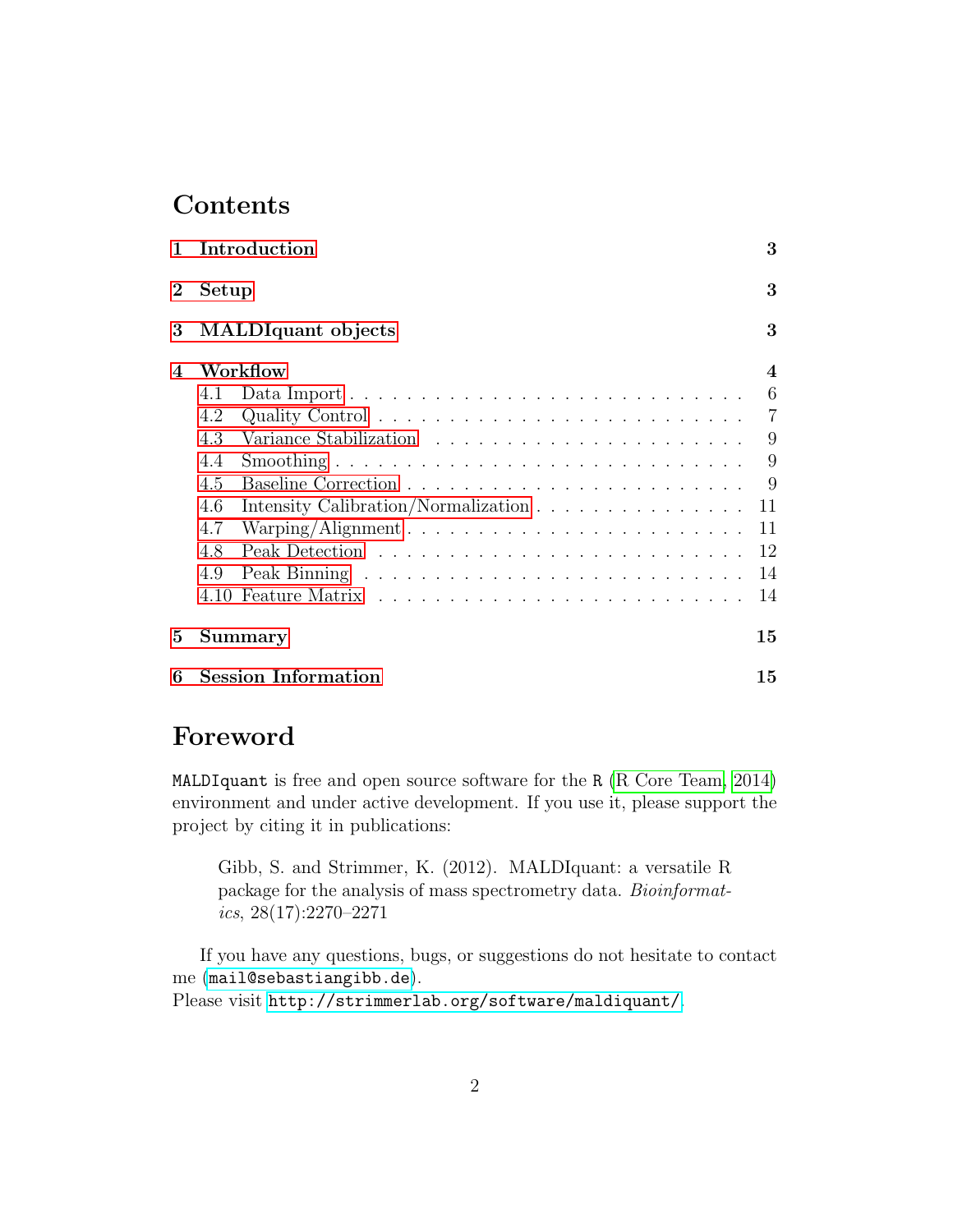# Contents

| | | |
|---|---|---|
| **1** | **Introduction** | **3** |
| **2** | **Setup** | **3** |
| **3** | **MALDIquant objects** | **3** |
| **4** | **Workflow** | **4** |
| 4.1 | Data Import | 6 |
| 4.2 | Quality Control | 7 |
| 4.3 | Variance Stabilization | 9 |
| 4.4 | Smoothing | 9 |
| 4.5 | Baseline Correction | 9 |
| 4.6 | Intensity Calibration/Normalization | 11 |
| 4.7 | Warping/Alignment | 11 |
| 4.8 | Peak Detection | 12 |
| 4.9 | Peak Binning | 14 |
| 4.10 | Feature Matrix | 14 |
| **5** | **Summary** | **15** |
| **6** | **Session Information** | **15** |

# Foreword

`MALDIquant` is free and open source software for the `R` (R Core Team, 2014) environment and under active development. If you use it, please support the project by citing it in publications:

> Gibb, S. and Strimmer, K. (2012). MALDIquant: a versatile R package for the analysis of mass spectrometry data. *Bioinformatics*, 28(17):2270–2271

If you have any questions, bugs, or suggestions do not hesitate to contact me (`mail@sebastiangibb.de`).
Please visit `http://strimmerlab.org/software/maldiquant/`.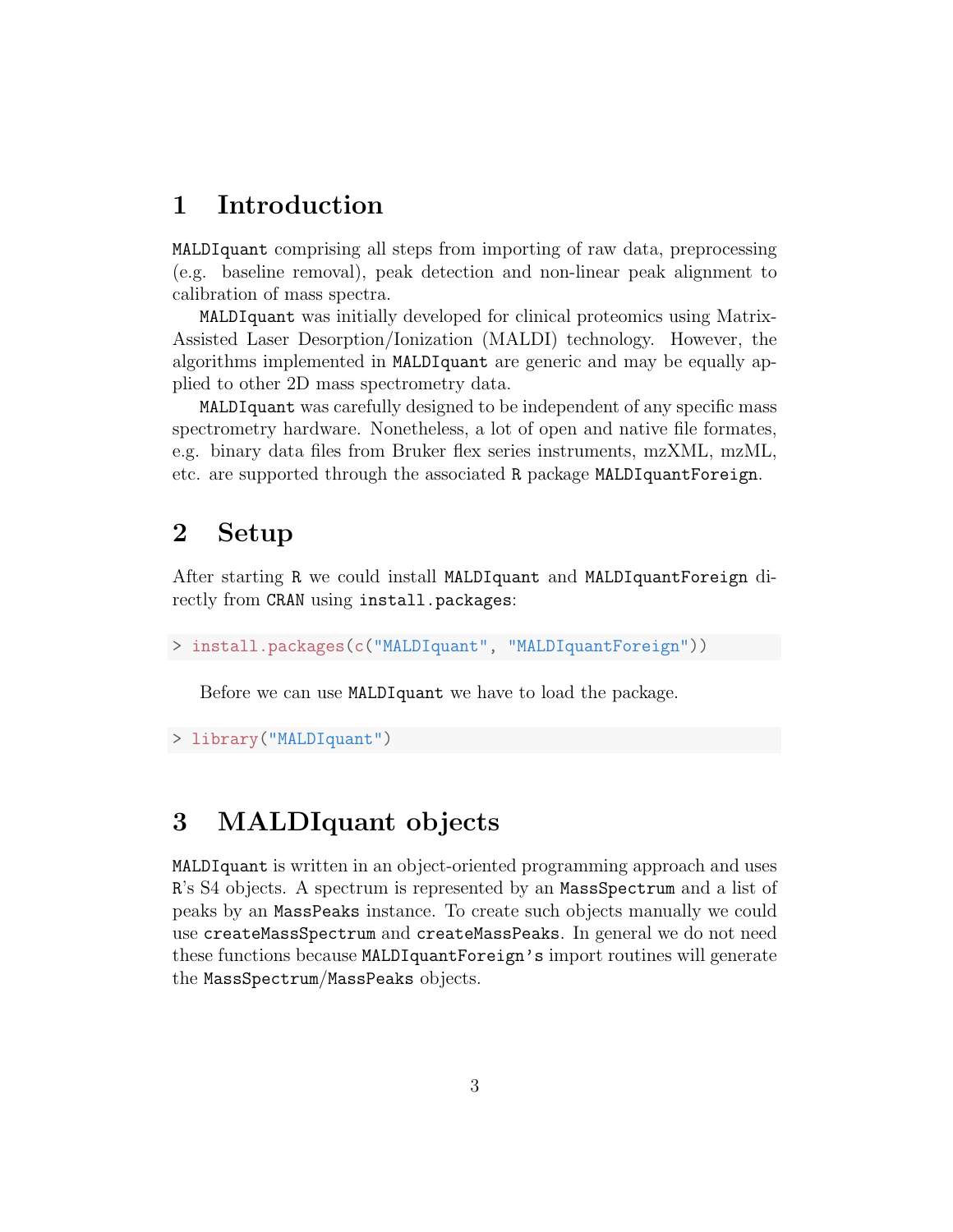# 1 Introduction

`MALDIquant` comprising all steps from importing of raw data, preprocessing (e.g. baseline removal), peak detection and non-linear peak alignment to calibration of mass spectra.

`MALDIquant` was initially developed for clinical proteomics using Matrix-Assisted Laser Desorption/Ionization (MALDI) technology. However, the algorithms implemented in `MALDIquant` are generic and may be equally applied to other 2D mass spectrometry data.

`MALDIquant` was carefully designed to be independent of any specific mass spectrometry hardware. Nonetheless, a lot of open and native file formates, e.g. binary data files from Bruker flex series instruments, mzXML, mzML, etc. are supported through the associated `R` package `MALDIquantForeign`.

# 2 Setup

After starting `R` we could install `MALDIquant` and `MALDIquantForeign` directly from `CRAN` using `install.packages`:

```
> install.packages(c("MALDIquant", "MALDIquantForeign"))
```

Before we can use `MALDIquant` we have to load the package.

```
> library("MALDIquant")
```

# 3 MALDIquant objects

`MALDIquant` is written in an object-oriented programming approach and uses `R`'s S4 objects. A spectrum is represented by an `MassSpectrum` and a list of peaks by an `MassPeaks` instance. To create such objects manually we could use `createMassSpectrum` and `createMassPeaks`. In general we do not need these functions because `MALDIquantForeign's` import routines will generate the `MassSpectrum`/`MassPeaks` objects.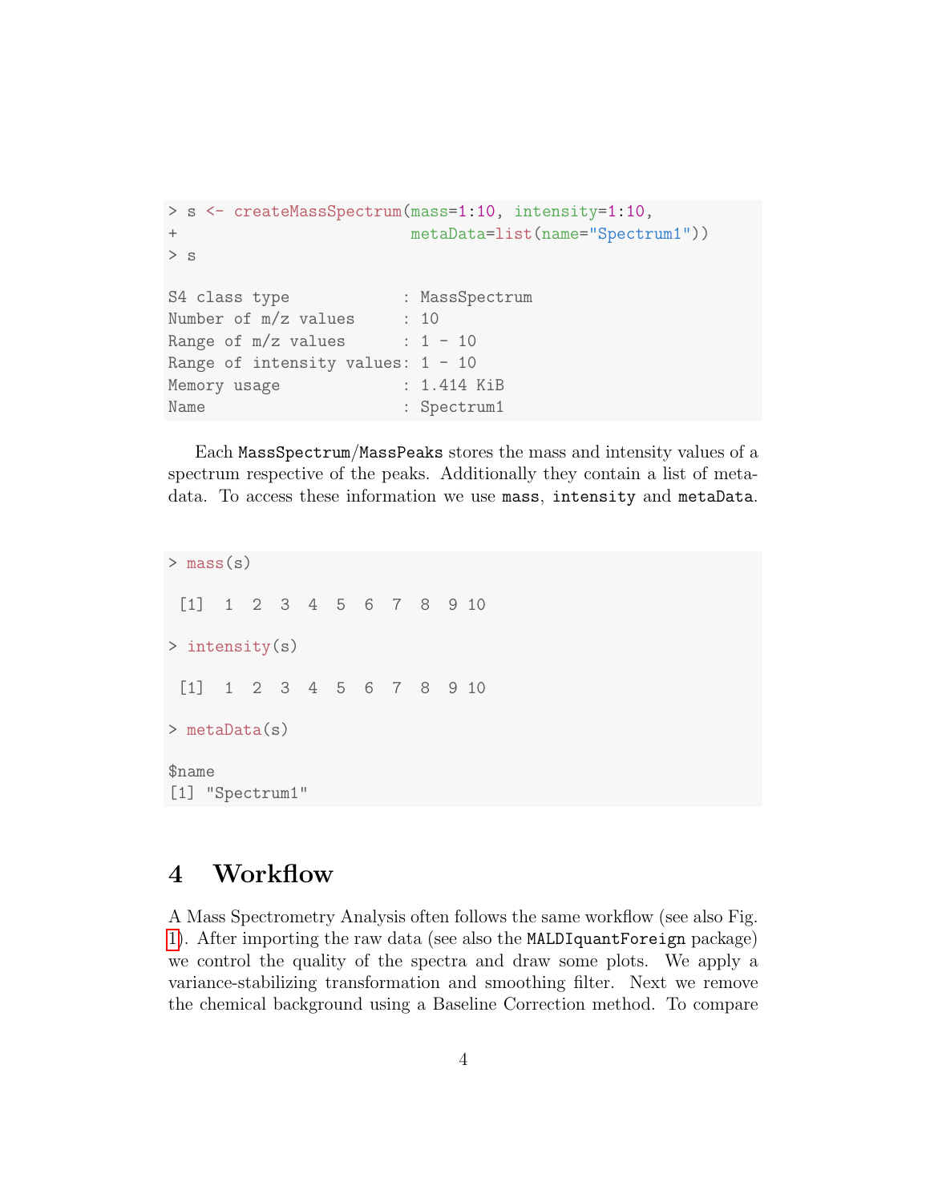```
> s <- createMassSpectrum(mass=1:10, intensity=1:10,
+                         metaData=list(name="Spectrum1"))
> s

S4 class type            : MassSpectrum
Number of m/z values     : 10
Range of m/z values      : 1 - 10
Range of intensity values: 1 - 10
Memory usage             : 1.414 KiB
Name                     : Spectrum1
```

Each `MassSpectrum`/`MassPeaks` stores the mass and intensity values of a spectrum respective of the peaks. Additionally they contain a list of metadata. To access these information we use `mass`, `intensity` and `metaData`.

```
> mass(s)

 [1]  1  2  3  4  5  6  7  8  9 10

> intensity(s)

 [1]  1  2  3  4  5  6  7  8  9 10

> metaData(s)

$name
[1] "Spectrum1"
```

# 4 Workflow

A Mass Spectrometry Analysis often follows the same workflow (see also Fig. 1). After importing the raw data (see also the `MALDIquantForeign` package) we control the quality of the spectra and draw some plots. We apply a variance-stabilizing transformation and smoothing filter. Next we remove the chemical background using a Baseline Correction method. To compare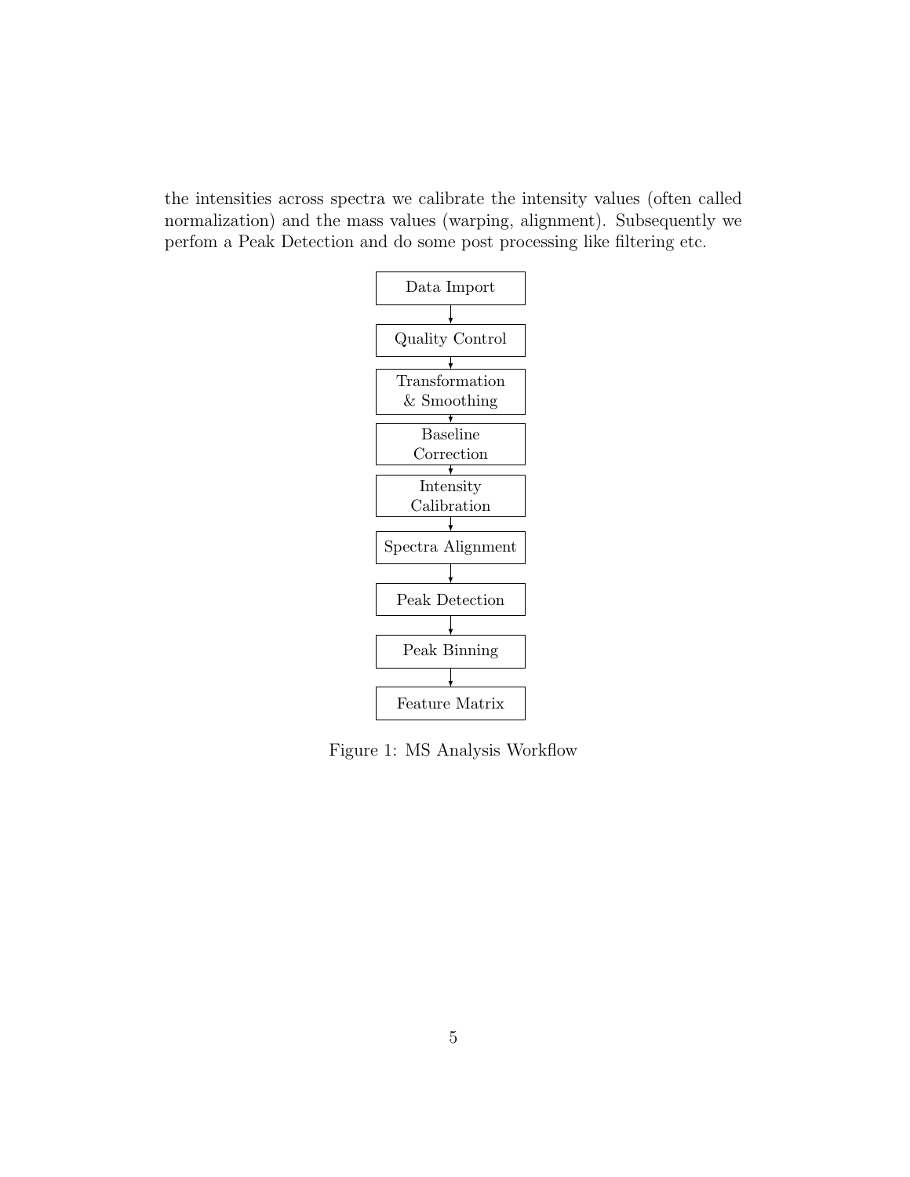the intensities across spectra we calibrate the intensity values (often called normalization) and the mass values (warping, alignment). Subsequently we perfom a Peak Detection and do some post processing like filtering etc.

```
Data Import
    ↓
Quality Control
    ↓
Transformation & Smoothing
    ↓
Baseline Correction
    ↓
Intensity Calibration
    ↓
Spectra Alignment
    ↓
Peak Detection
    ↓
Peak Binning
    ↓
Feature Matrix
```

Figure 1: MS Analysis Workflow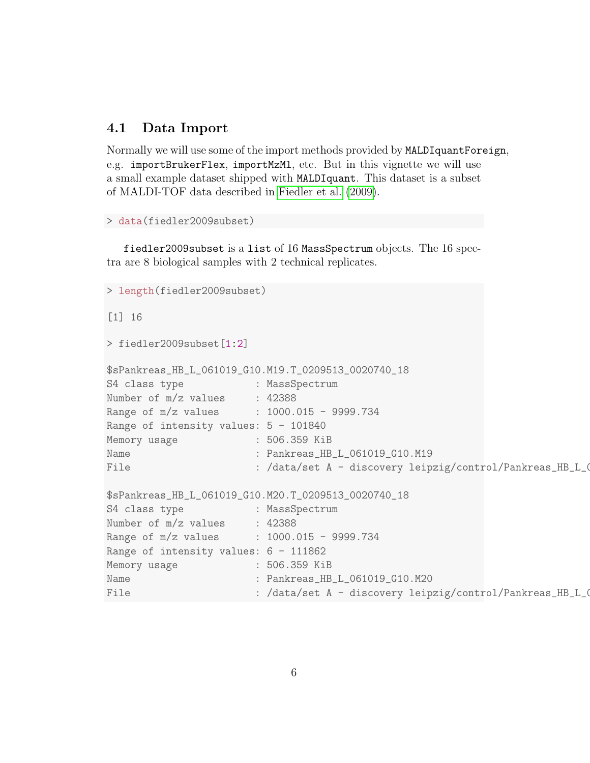## 4.1 Data Import

Normally we will use some of the import methods provided by `MALDIquantForeign`, e.g. `importBrukerFlex`, `importMzMl`, etc. But in this vignette we will use a small example dataset shipped with `MALDIquant`. This dataset is a subset of MALDI-TOF data described in Fiedler et al. (2009).

```
> data(fiedler2009subset)
```

`fiedler2009subset` is a `list` of 16 `MassSpectrum` objects. The 16 spectra are 8 biological samples with 2 technical replicates.

```
> length(fiedler2009subset)

[1] 16

> fiedler2009subset[1:2]

$sPankreas_HB_L_061019_G10.M19.T_0209513_0020740_18
S4 class type            : MassSpectrum
Number of m/z values     : 42388
Range of m/z values      : 1000.015 - 9999.734
Range of intensity values: 5 - 101840
Memory usage             : 506.359 KiB
Name                     : Pankreas_HB_L_061019_G10.M19
File                     : /data/set A - discovery leipzig/control/Pankreas_HB_L_0

$sPankreas_HB_L_061019_G10.M20.T_0209513_0020740_18
S4 class type            : MassSpectrum
Number of m/z values     : 42388
Range of m/z values      : 1000.015 - 9999.734
Range of intensity values: 6 - 111862
Memory usage             : 506.359 KiB
Name                     : Pankreas_HB_L_061019_G10.M20
File                     : /data/set A - discovery leipzig/control/Pankreas_HB_L_0
```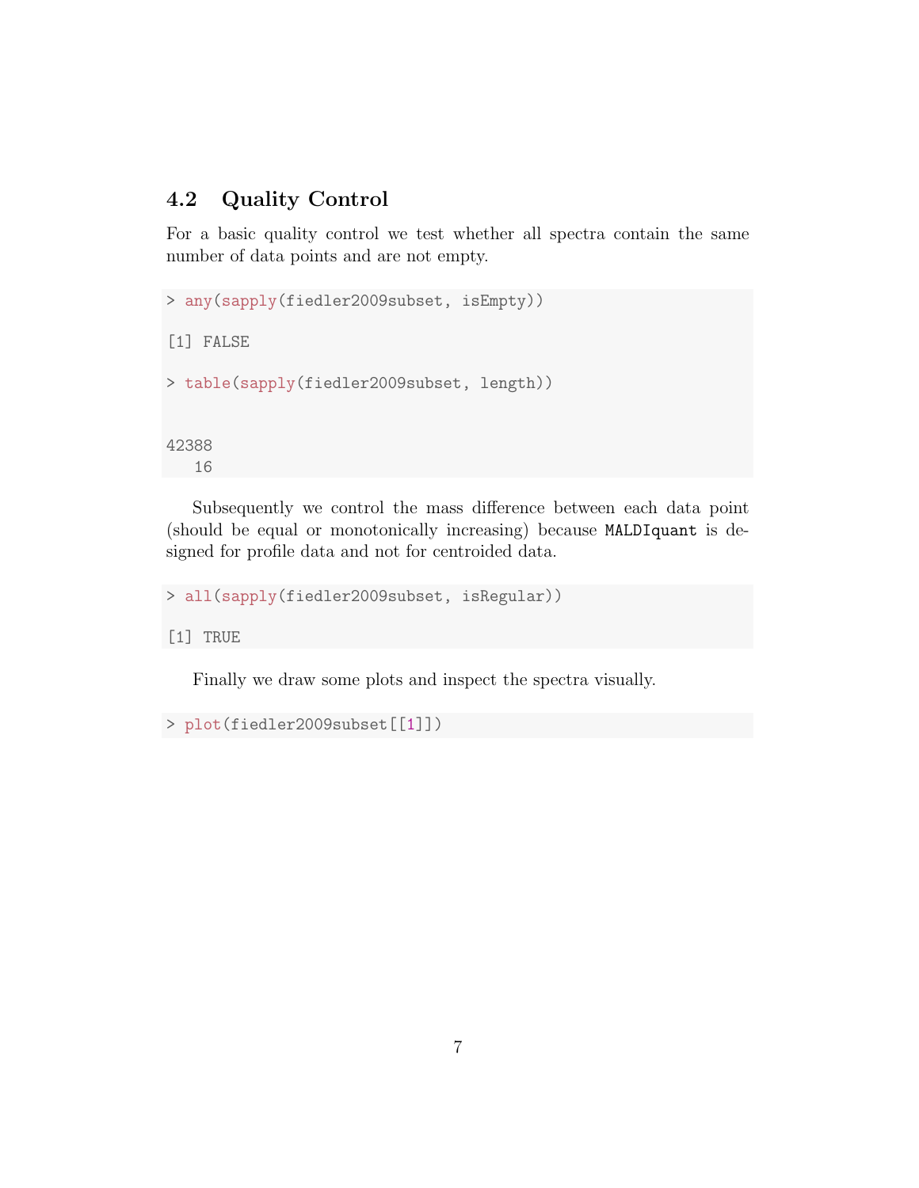## 4.2 Quality Control

For a basic quality control we test whether all spectra contain the same number of data points and are not empty.

```
> any(sapply(fiedler2009subset, isEmpty))

[1] FALSE

> table(sapply(fiedler2009subset, length))


42388
   16
```

Subsequently we control the mass difference between each data point (should be equal or monotonically increasing) because `MALDIquant` is designed for profile data and not for centroided data.

```
> all(sapply(fiedler2009subset, isRegular))

[1] TRUE
```

Finally we draw some plots and inspect the spectra visually.

```
> plot(fiedler2009subset[[1]])
```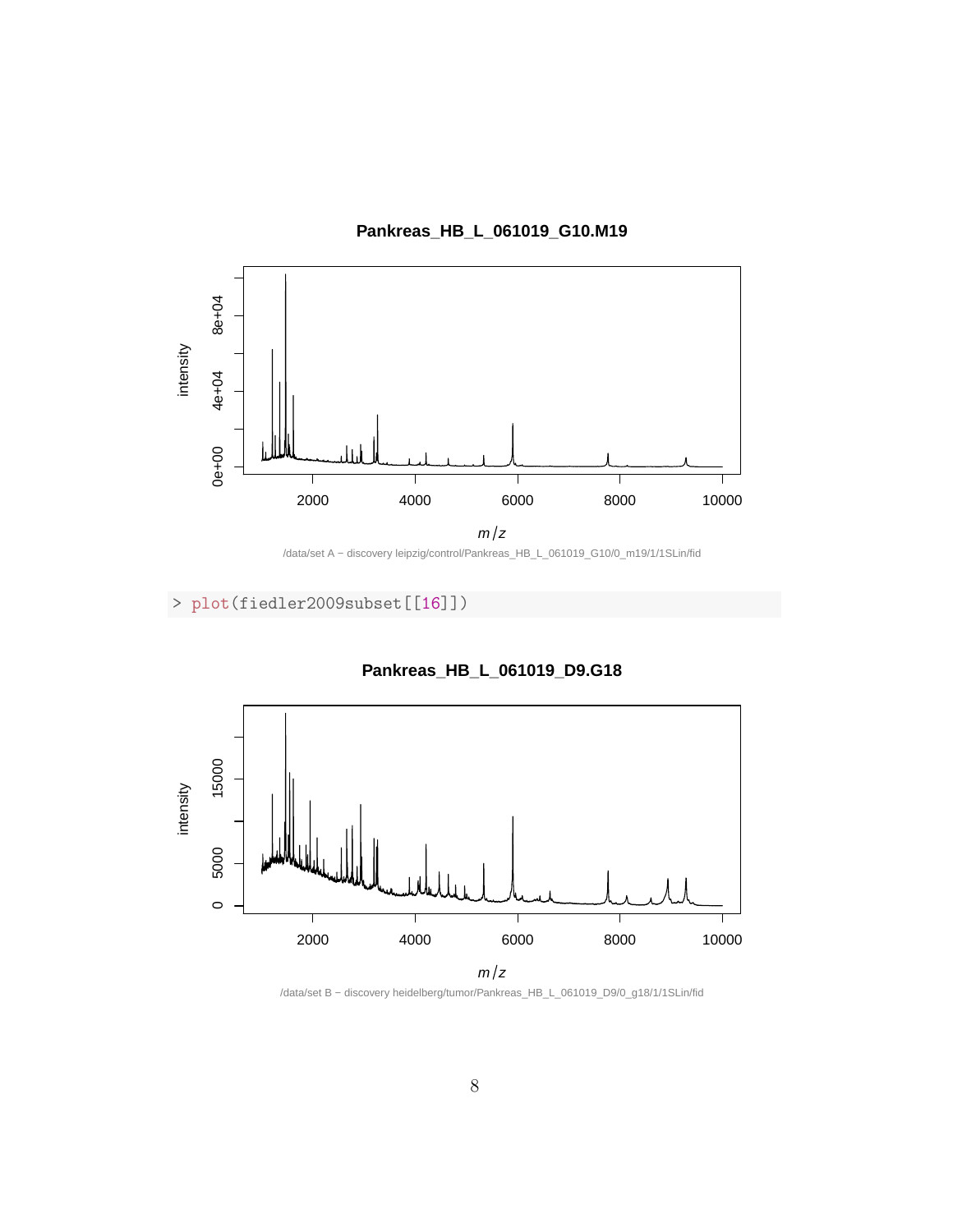```
> plot(fiedler2009subset[[16]])
```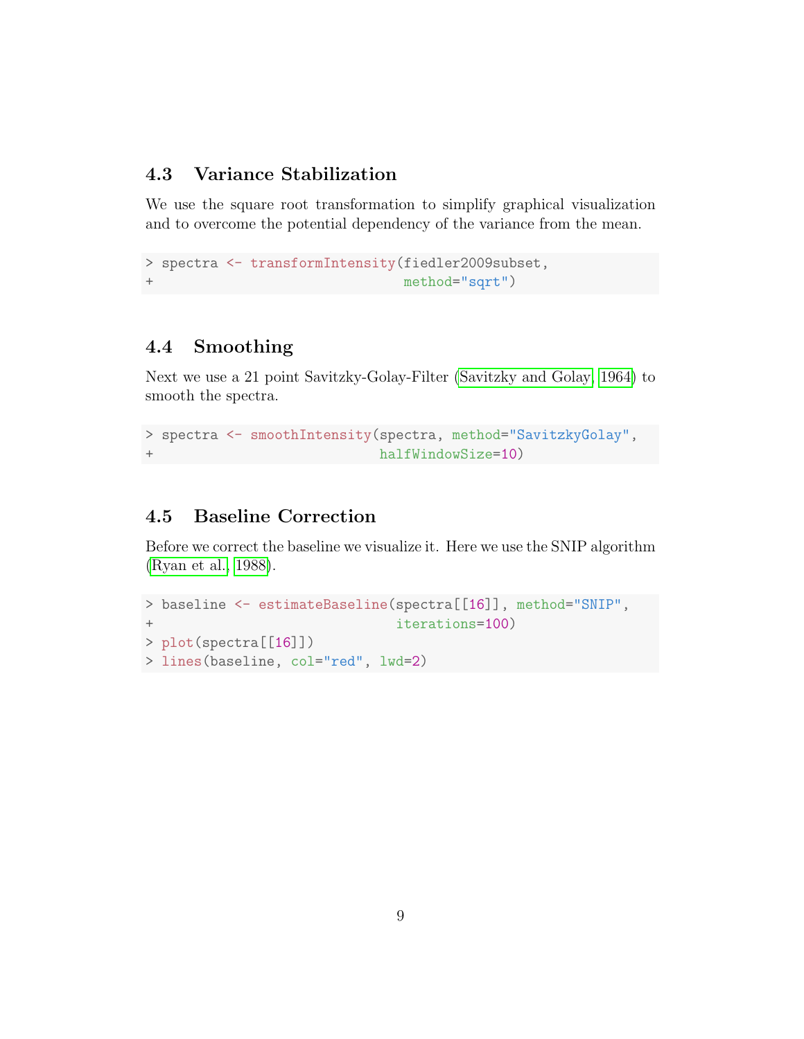### 4.3 Variance Stabilization

We use the square root transformation to simplify graphical visualization and to overcome the potential dependency of the variance from the mean.

```
> spectra <- transformIntensity(fiedler2009subset,
+                               method="sqrt")
```

### 4.4 Smoothing

Next we use a 21 point Savitzky-Golay-Filter (Savitzky and Golay, 1964) to smooth the spectra.

```
> spectra <- smoothIntensity(spectra, method="SavitzkyGolay",
+                            halfWindowSize=10)
```

### 4.5 Baseline Correction

Before we correct the baseline we visualize it. Here we use the SNIP algorithm (Ryan et al., 1988).

```
> baseline <- estimateBaseline(spectra[[16]], method="SNIP",
+                              iterations=100)
> plot(spectra[[16]])
> lines(baseline, col="red", lwd=2)
```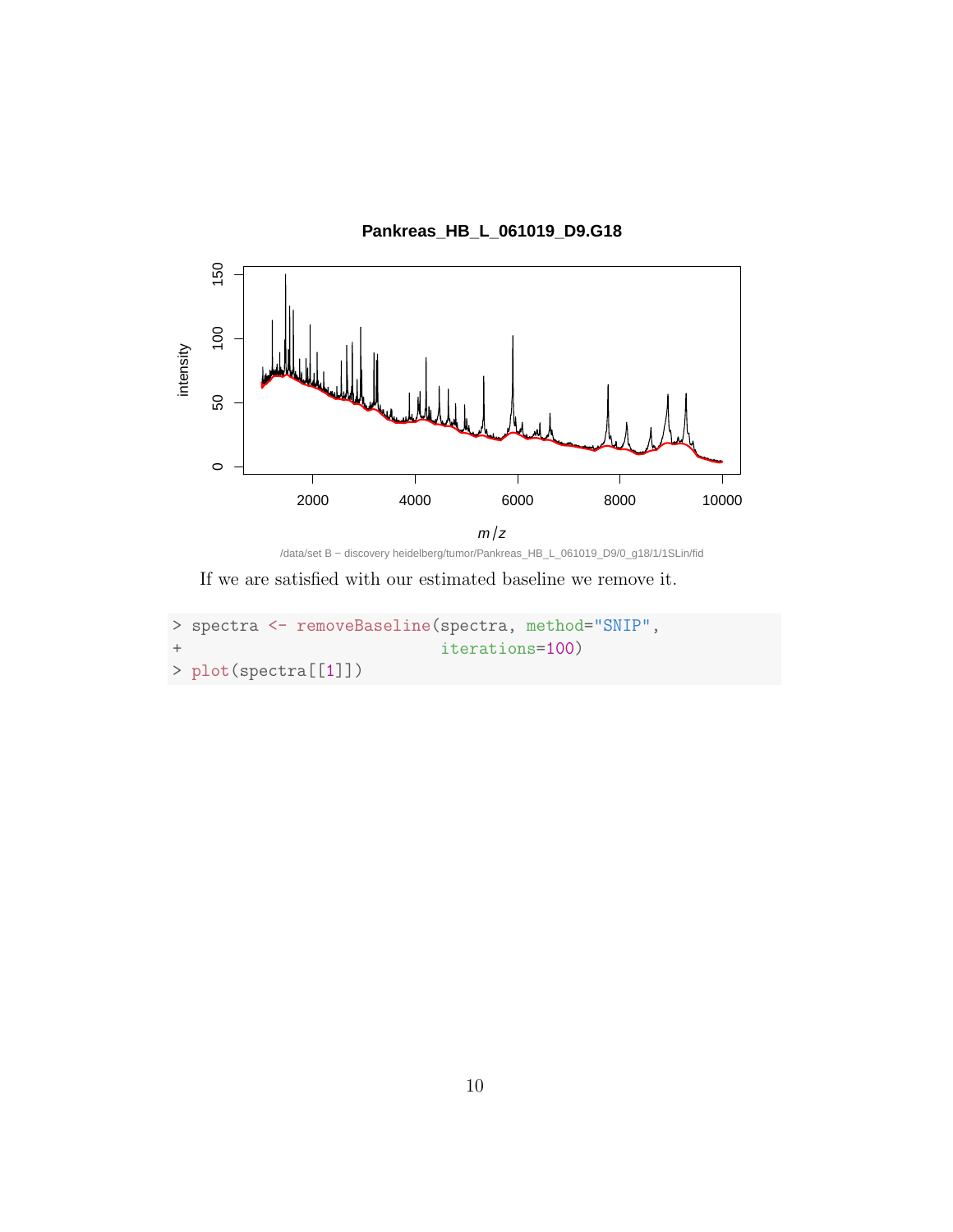If we are satisfied with our estimated baseline we remove it.

```
> spectra <- removeBaseline(spectra, method="SNIP",
+                           iterations=100)
> plot(spectra[[1]])
```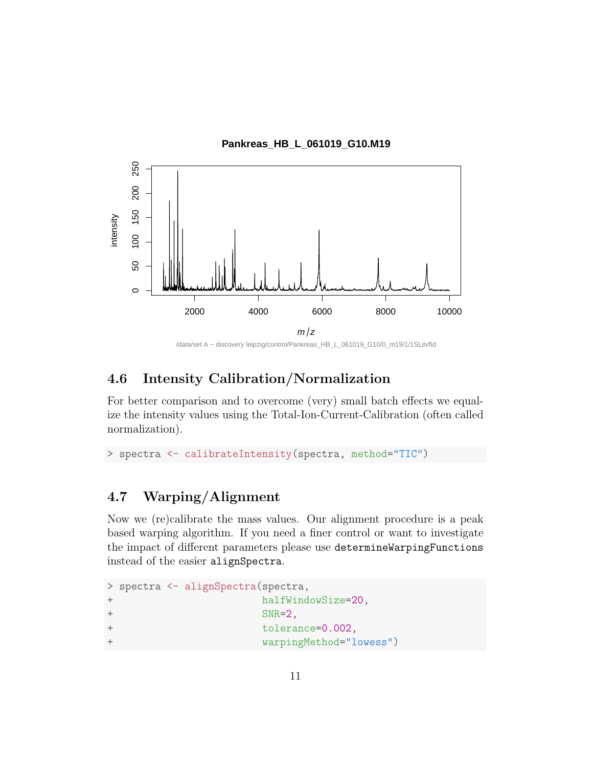## 4.6 Intensity Calibration/Normalization

For better comparison and to overcome (very) small batch effects we equalize the intensity values using the Total-Ion-Current-Calibration (often called normalization).

```
> spectra <- calibrateIntensity(spectra, method="TIC")
```

## 4.7 Warping/Alignment

Now we (re)calibrate the mass values. Our alignment procedure is a peak based warping algorithm. If you need a finer control or want to investigate the impact of different parameters please use `determineWarpingFunctions` instead of the easier `alignSpectra`.

```
> spectra <- alignSpectra(spectra,
+                         halfWindowSize=20,
+                         SNR=2,
+                         tolerance=0.002,
+                         warpingMethod="lowess")
```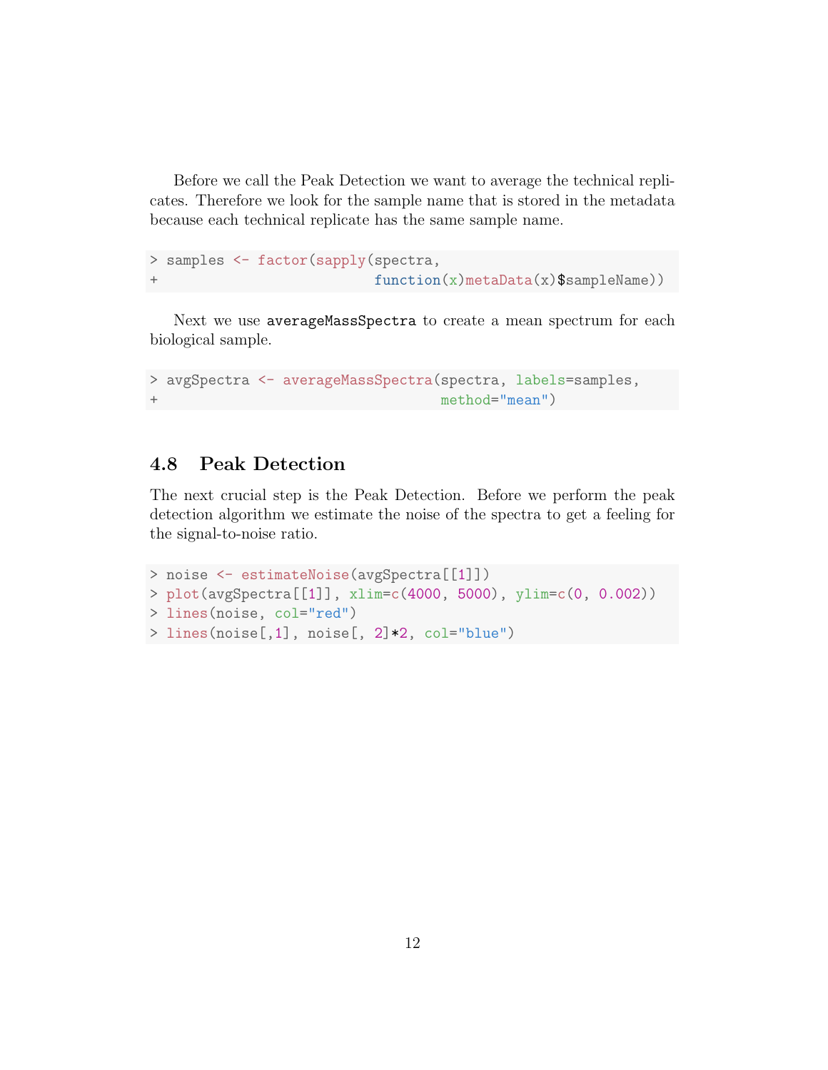Before we call the Peak Detection we want to average the technical replicates. Therefore we look for the sample name that is stored in the metadata because each technical replicate has the same sample name.

```
> samples <- factor(sapply(spectra,
+                          function(x)metaData(x)$sampleName))
```

Next we use `averageMassSpectra` to create a mean spectrum for each biological sample.

```
> avgSpectra <- averageMassSpectra(spectra, labels=samples,
+                                   method="mean")
```

## 4.8 Peak Detection

The next crucial step is the Peak Detection. Before we perform the peak detection algorithm we estimate the noise of the spectra to get a feeling for the signal-to-noise ratio.

```
> noise <- estimateNoise(avgSpectra[[1]])
> plot(avgSpectra[[1]], xlim=c(4000, 5000), ylim=c(0, 0.002))
> lines(noise, col="red")
> lines(noise[,1], noise[, 2]*2, col="blue")
```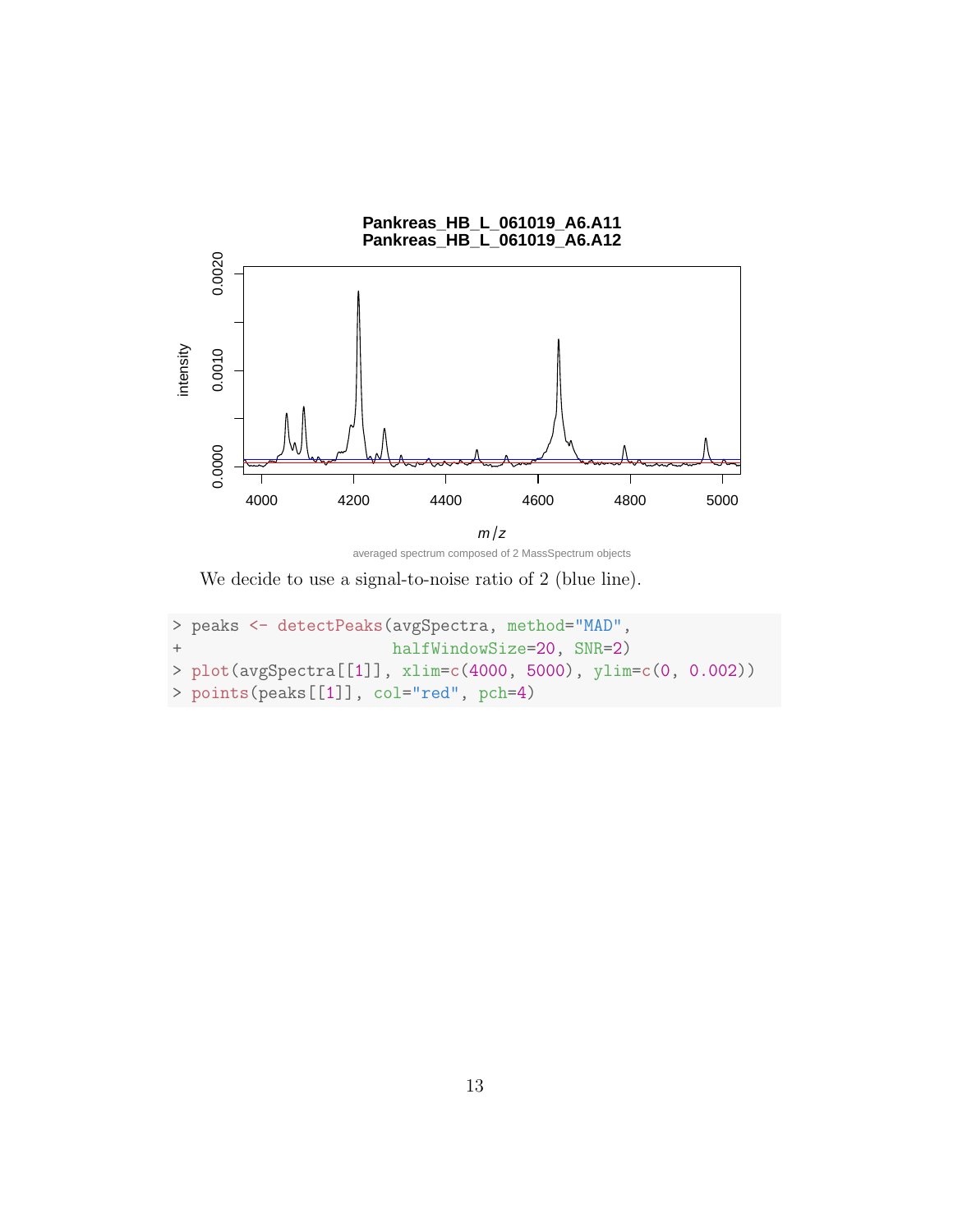We decide to use a signal-to-noise ratio of 2 (blue line).

```
> peaks <- detectPeaks(avgSpectra, method="MAD",
+                      halfWindowSize=20, SNR=2)
> plot(avgSpectra[[1]], xlim=c(4000, 5000), ylim=c(0, 0.002))
> points(peaks[[1]], col="red", pch=4)
```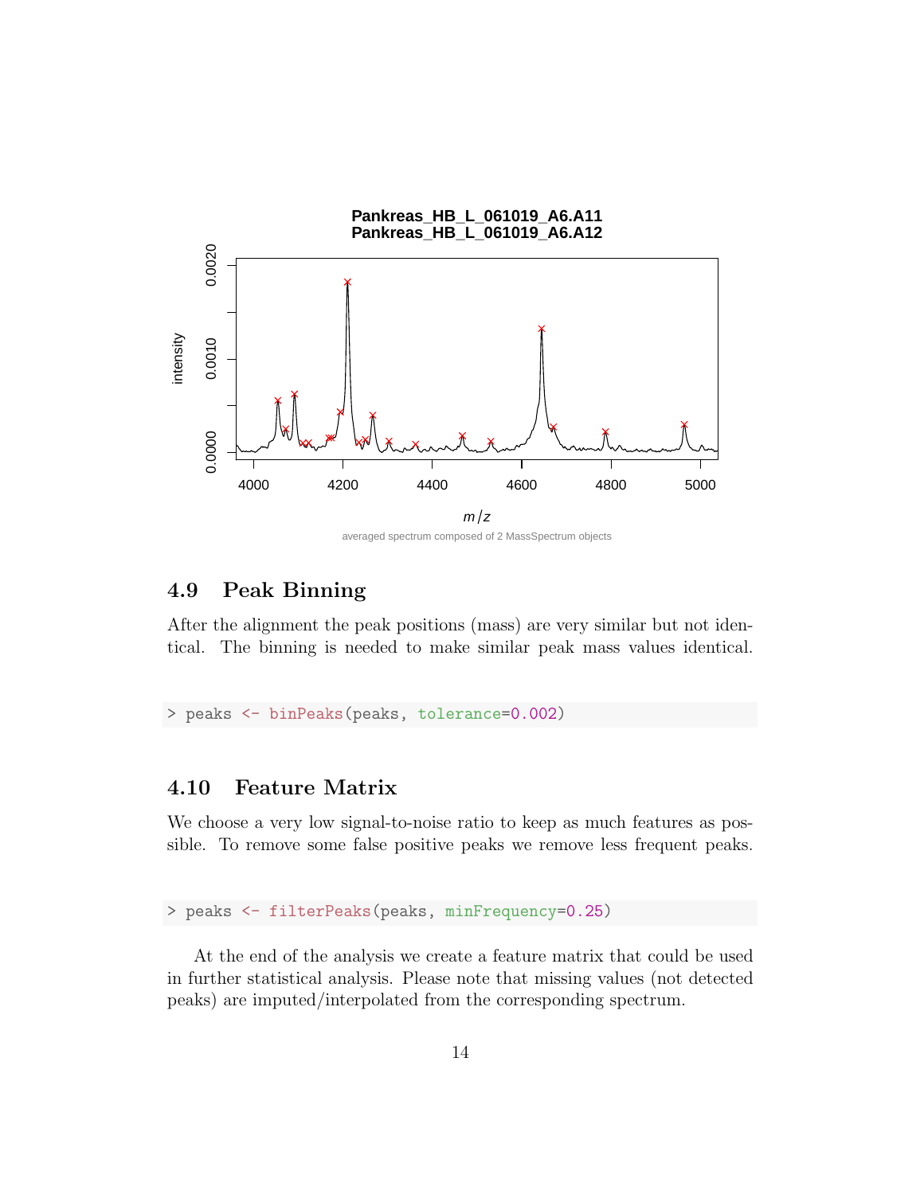## 4.9 Peak Binning

After the alignment the peak positions (mass) are very similar but not identical. The binning is needed to make similar peak mass values identical.

```
> peaks <- binPeaks(peaks, tolerance=0.002)
```

## 4.10 Feature Matrix

We choose a very low signal-to-noise ratio to keep as much features as possible. To remove some false positive peaks we remove less frequent peaks.

```
> peaks <- filterPeaks(peaks, minFrequency=0.25)
```

At the end of the analysis we create a feature matrix that could be used in further statistical analysis. Please note that missing values (not detected peaks) are imputed/interpolated from the corresponding spectrum.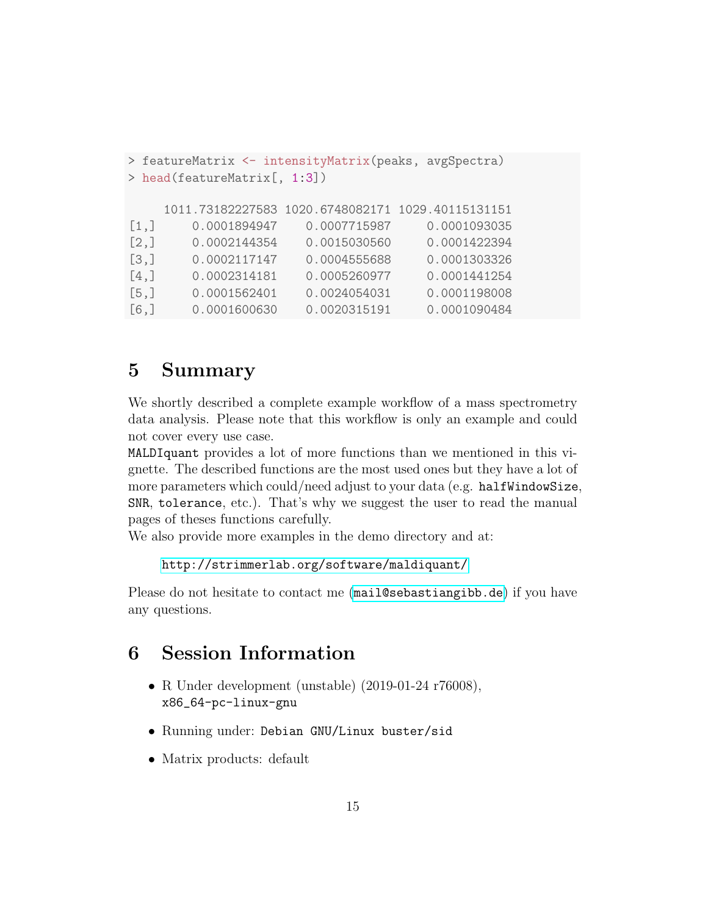```
> featureMatrix <- intensityMatrix(peaks, avgSpectra)
> head(featureMatrix[, 1:3])

     1011.73182227583 1020.6748082171 1029.40115131151
[1,]     0.0001894947    0.0007715987     0.0001093035
[2,]     0.0002144354    0.0015030560     0.0001422394
[3,]     0.0002117147    0.0004555688     0.0001303326
[4,]     0.0002314181    0.0005260977     0.0001441254
[5,]     0.0001562401    0.0024054031     0.0001198008
[6,]     0.0001600630    0.0020315191     0.0001090484
```

# 5 Summary

We shortly described a complete example workflow of a mass spectrometry data analysis. Please note that this workflow is only an example and could not cover every use case.

`MALDIquant` provides a lot of more functions than we mentioned in this vignette. The described functions are the most used ones but they have a lot of more parameters which could/need adjust to your data (e.g. `halfWindowSize`, `SNR`, `tolerance`, etc.). That's why we suggest the user to read the manual pages of theses functions carefully.

We also provide more examples in the demo directory and at:

> `http://strimmerlab.org/software/maldiquant/`

Please do not hesitate to contact me (`mail@sebastiangibb.de`) if you have any questions.

# 6 Session Information

- R Under development (unstable) (2019-01-24 r76008), `x86_64-pc-linux-gnu`
- Running under: `Debian GNU/Linux buster/sid`
- Matrix products: default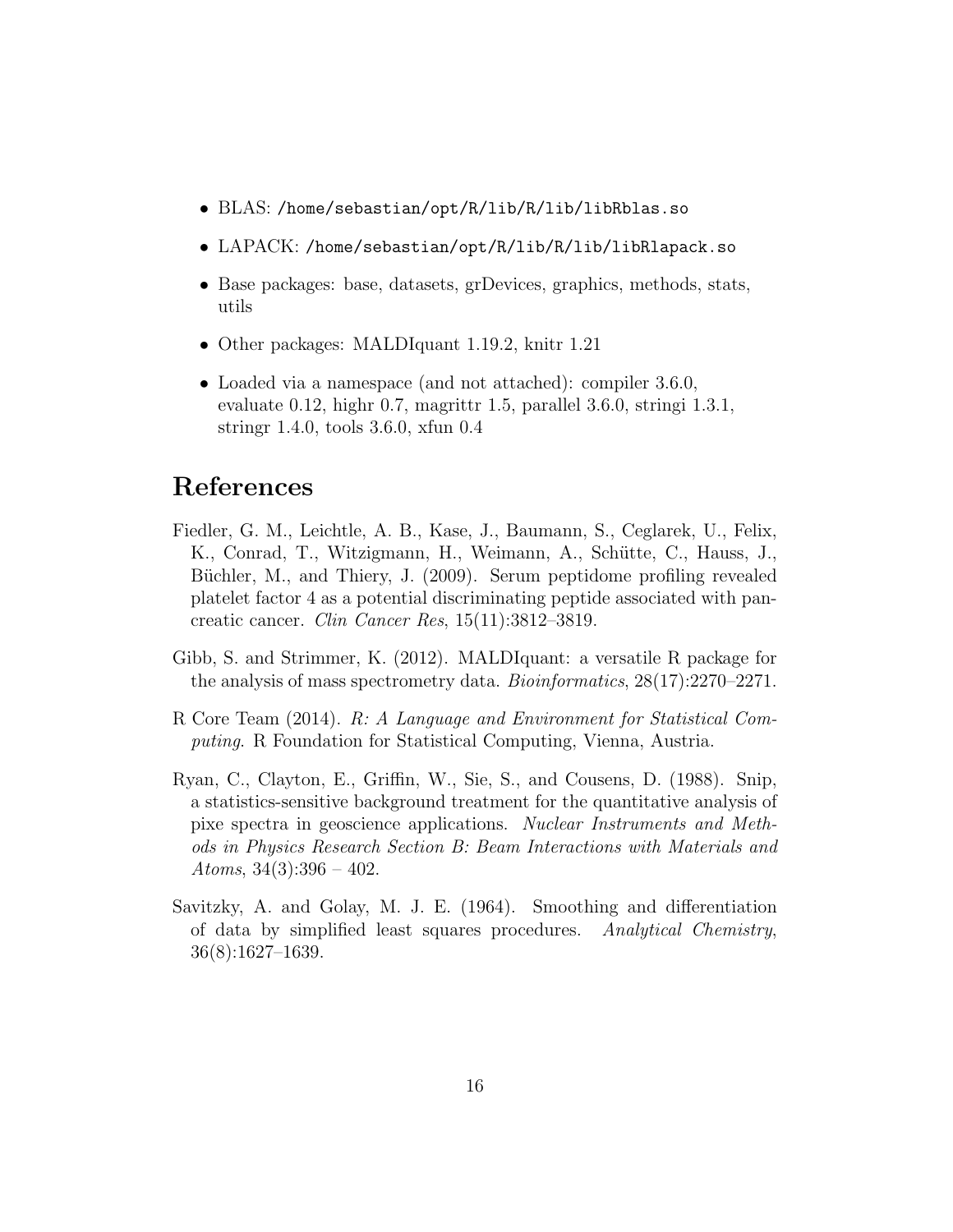- BLAS: `/home/sebastian/opt/R/lib/R/lib/libRblas.so`
- LAPACK: `/home/sebastian/opt/R/lib/R/lib/libRlapack.so`
- Base packages: base, datasets, grDevices, graphics, methods, stats, utils
- Other packages: MALDIquant 1.19.2, knitr 1.21
- Loaded via a namespace (and not attached): compiler 3.6.0, evaluate 0.12, highr 0.7, magrittr 1.5, parallel 3.6.0, stringi 1.3.1, stringr 1.4.0, tools 3.6.0, xfun 0.4

# References

Fiedler, G. M., Leichtle, A. B., Kase, J., Baumann, S., Ceglarek, U., Felix, K., Conrad, T., Witzigmann, H., Weimann, A., Schütte, C., Hauss, J., Büchler, M., and Thiery, J. (2009). Serum peptidome profiling revealed platelet factor 4 as a potential discriminating peptide associated with pancreatic cancer. *Clin Cancer Res*, 15(11):3812–3819.

Gibb, S. and Strimmer, K. (2012). MALDIquant: a versatile R package for the analysis of mass spectrometry data. *Bioinformatics*, 28(17):2270–2271.

R Core Team (2014). *R: A Language and Environment for Statistical Computing*. R Foundation for Statistical Computing, Vienna, Austria.

Ryan, C., Clayton, E., Griffin, W., Sie, S., and Cousens, D. (1988). Snip, a statistics-sensitive background treatment for the quantitative analysis of pixe spectra in geoscience applications. *Nuclear Instruments and Methods in Physics Research Section B: Beam Interactions with Materials and Atoms*, 34(3):396 – 402.

Savitzky, A. and Golay, M. J. E. (1964). Smoothing and differentiation of data by simplified least squares procedures. *Analytical Chemistry*, 36(8):1627–1639.